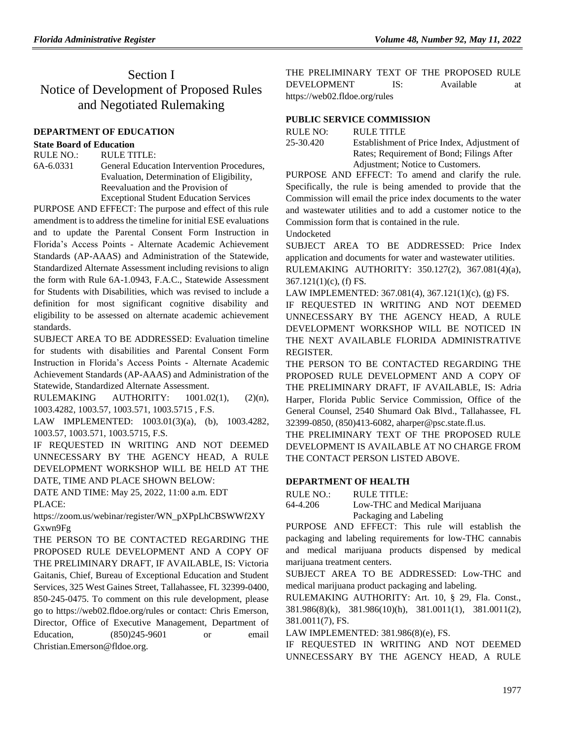# Section I
# Notice of Development of Proposed Rules and Negotiated Rulemaking

## DEPARTMENT OF EDUCATION

### State Board of Education

RULE NO.: 6A-6.0331

RULE TITLE: General Education Intervention Procedures, Evaluation, Determination of Eligibility, Reevaluation and the Provision of Exceptional Student Education Services

PURPOSE AND EFFECT: The purpose and effect of this rule amendment is to address the timeline for initial ESE evaluations and to update the Parental Consent Form Instruction in Florida's Access Points - Alternate Academic Achievement Standards (AP-AAAS) and Administration of the Statewide, Standardized Alternate Assessment including revisions to align the form with Rule 6A-1.0943, F.A.C., Statewide Assessment for Students with Disabilities, which was revised to include a definition for most significant cognitive disability and eligibility to be assessed on alternate academic achievement standards.

SUBJECT AREA TO BE ADDRESSED: Evaluation timeline for students with disabilities and Parental Consent Form Instruction in Florida's Access Points - Alternate Academic Achievement Standards (AP-AAAS) and Administration of the Statewide, Standardized Alternate Assessment.

RULEMAKING AUTHORITY: 1001.02(1), (2)(n), 1003.4282, 1003.57, 1003.571, 1003.5715 , F.S.

LAW IMPLEMENTED: 1003.01(3)(a), (b), 1003.4282, 1003.57, 1003.571, 1003.5715, F.S.

IF REQUESTED IN WRITING AND NOT DEEMED UNNECESSARY BY THE AGENCY HEAD, A RULE DEVELOPMENT WORKSHOP WILL BE HELD AT THE DATE, TIME AND PLACE SHOWN BELOW:

DATE AND TIME: May 25, 2022, 11:00 a.m. EDT

PLACE: https://zoom.us/webinar/register/WN_pXPpLhCBSWWf2XYGxwn9Fg

THE PERSON TO BE CONTACTED REGARDING THE PROPOSED RULE DEVELOPMENT AND A COPY OF THE PRELIMINARY DRAFT, IF AVAILABLE, IS: Victoria Gaitanis, Chief, Bureau of Exceptional Education and Student Services, 325 West Gaines Street, Tallahassee, FL 32399-0400, 850-245-0475. To comment on this rule development, please go to https://web02.fldoe.org/rules or contact: Chris Emerson, Director, Office of Executive Management, Department of Education, (850)245-9601 or email Christian.Emerson@fldoe.org.

THE PRELIMINARY TEXT OF THE PROPOSED RULE DEVELOPMENT IS: Available at https://web02.fldoe.org/rules

## PUBLIC SERVICE COMMISSION

RULE NO: 25-30.420

RULE TITLE: Establishment of Price Index, Adjustment of Rates; Requirement of Bond; Filings After Adjustment; Notice to Customers.

PURPOSE AND EFFECT: To amend and clarify the rule. Specifically, the rule is being amended to provide that the Commission will email the price index documents to the water and wastewater utilities and to add a customer notice to the Commission form that is contained in the rule.

Undocketed

SUBJECT AREA TO BE ADDRESSED: Price Index application and documents for water and wastewater utilities.

RULEMAKING AUTHORITY: 350.127(2), 367.081(4)(a), 367.121(1)(c), (f) FS.

LAW IMPLEMENTED: 367.081(4), 367.121(1)(c), (g) FS.

IF REQUESTED IN WRITING AND NOT DEEMED UNNECESSARY BY THE AGENCY HEAD, A RULE DEVELOPMENT WORKSHOP WILL BE NOTICED IN THE NEXT AVAILABLE FLORIDA ADMINISTRATIVE REGISTER.

THE PERSON TO BE CONTACTED REGARDING THE PROPOSED RULE DEVELOPMENT AND A COPY OF THE PRELIMINARY DRAFT, IF AVAILABLE, IS: Adria Harper, Florida Public Service Commission, Office of the General Counsel, 2540 Shumard Oak Blvd., Tallahassee, FL 32399-0850, (850)413-6082, aharper@psc.state.fl.us.

THE PRELIMINARY TEXT OF THE PROPOSED RULE DEVELOPMENT IS AVAILABLE AT NO CHARGE FROM THE CONTACT PERSON LISTED ABOVE.

## DEPARTMENT OF HEALTH

RULE NO.: 64-4.206

RULE TITLE: Low-THC and Medical Marijuana Packaging and Labeling

PURPOSE AND EFFECT: This rule will establish the packaging and labeling requirements for low-THC cannabis and medical marijuana products dispensed by medical marijuana treatment centers.

SUBJECT AREA TO BE ADDRESSED: Low-THC and medical marijuana product packaging and labeling.

RULEMAKING AUTHORITY: Art. 10, § 29, Fla. Const., 381.986(8)(k), 381.986(10)(h), 381.0011(1), 381.0011(2), 381.0011(7), FS.

LAW IMPLEMENTED: 381.986(8)(e), FS.

IF REQUESTED IN WRITING AND NOT DEEMED UNNECESSARY BY THE AGENCY HEAD, A RULE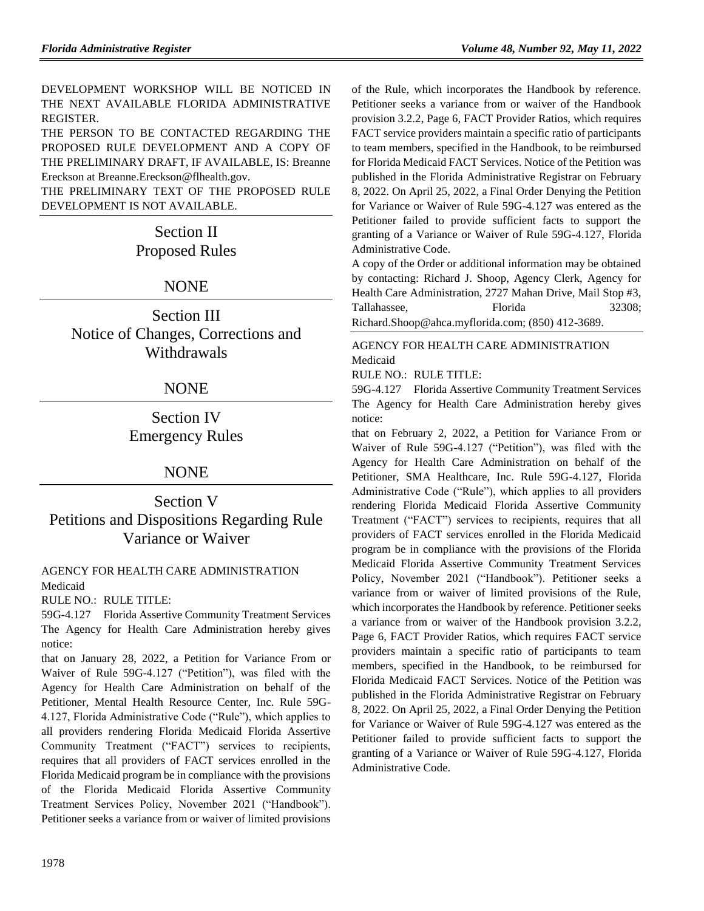DEVELOPMENT WORKSHOP WILL BE NOTICED IN THE NEXT AVAILABLE FLORIDA ADMINISTRATIVE REGISTER.

THE PERSON TO BE CONTACTED REGARDING THE PROPOSED RULE DEVELOPMENT AND A COPY OF THE PRELIMINARY DRAFT, IF AVAILABLE, IS: Breanne Ereckson at Breanne.Ereckson@flhealth.gov.

THE PRELIMINARY TEXT OF THE PROPOSED RULE DEVELOPMENT IS NOT AVAILABLE.

# Section II
# Proposed Rules

NONE

# Section III
# Notice of Changes, Corrections and Withdrawals

NONE

# Section IV
# Emergency Rules

NONE

# Section V
# Petitions and Dispositions Regarding Rule Variance or Waiver

AGENCY FOR HEALTH CARE ADMINISTRATION

Medicaid

RULE NO.: RULE TITLE:

59G-4.127 Florida Assertive Community Treatment Services

The Agency for Health Care Administration hereby gives notice:

that on January 28, 2022, a Petition for Variance From or Waiver of Rule 59G-4.127 ("Petition"), was filed with the Agency for Health Care Administration on behalf of the Petitioner, Mental Health Resource Center, Inc. Rule 59G-4.127, Florida Administrative Code ("Rule"), which applies to all providers rendering Florida Medicaid Florida Assertive Community Treatment ("FACT") services to recipients, requires that all providers of FACT services enrolled in the Florida Medicaid program be in compliance with the provisions of the Florida Medicaid Florida Assertive Community Treatment Services Policy, November 2021 ("Handbook"). Petitioner seeks a variance from or waiver of limited provisions of the Rule, which incorporates the Handbook by reference. Petitioner seeks a variance from or waiver of the Handbook provision 3.2.2, Page 6, FACT Provider Ratios, which requires FACT service providers maintain a specific ratio of participants to team members, specified in the Handbook, to be reimbursed for Florida Medicaid FACT Services. Notice of the Petition was published in the Florida Administrative Registrar on February 8, 2022. On April 25, 2022, a Final Order Denying the Petition for Variance or Waiver of Rule 59G-4.127 was entered as the Petitioner failed to provide sufficient facts to support the granting of a Variance or Waiver of Rule 59G-4.127, Florida Administrative Code.

A copy of the Order or additional information may be obtained by contacting: Richard J. Shoop, Agency Clerk, Agency for Health Care Administration, 2727 Mahan Drive, Mail Stop #3, Tallahassee, Florida 32308; Richard.Shoop@ahca.myflorida.com; (850) 412-3689.

AGENCY FOR HEALTH CARE ADMINISTRATION

Medicaid

RULE NO.: RULE TITLE:

59G-4.127 Florida Assertive Community Treatment Services

The Agency for Health Care Administration hereby gives notice:

that on February 2, 2022, a Petition for Variance From or Waiver of Rule 59G-4.127 ("Petition"), was filed with the Agency for Health Care Administration on behalf of the Petitioner, SMA Healthcare, Inc. Rule 59G-4.127, Florida Administrative Code ("Rule"), which applies to all providers rendering Florida Medicaid Florida Assertive Community Treatment ("FACT") services to recipients, requires that all providers of FACT services enrolled in the Florida Medicaid program be in compliance with the provisions of the Florida Medicaid Florida Assertive Community Treatment Services Policy, November 2021 ("Handbook"). Petitioner seeks a variance from or waiver of limited provisions of the Rule, which incorporates the Handbook by reference. Petitioner seeks a variance from or waiver of the Handbook provision 3.2.2, Page 6, FACT Provider Ratios, which requires FACT service providers maintain a specific ratio of participants to team members, specified in the Handbook, to be reimbursed for Florida Medicaid FACT Services. Notice of the Petition was published in the Florida Administrative Registrar on February 8, 2022. On April 25, 2022, a Final Order Denying the Petition for Variance or Waiver of Rule 59G-4.127 was entered as the Petitioner failed to provide sufficient facts to support the granting of a Variance or Waiver of Rule 59G-4.127, Florida Administrative Code.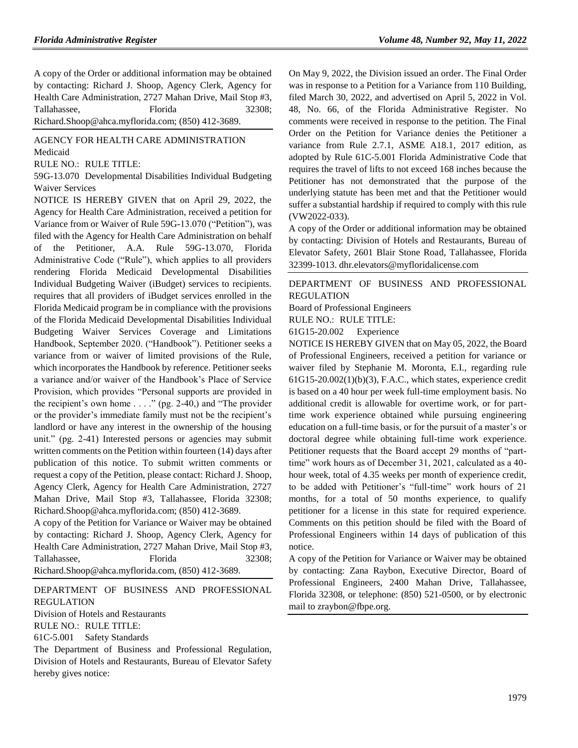A copy of the Order or additional information may be obtained by contacting: Richard J. Shoop, Agency Clerk, Agency for Health Care Administration, 2727 Mahan Drive, Mail Stop #3, Tallahassee, Florida 32308; Richard.Shoop@ahca.myflorida.com; (850) 412-3689.

AGENCY FOR HEALTH CARE ADMINISTRATION

Medicaid

RULE NO.: RULE TITLE:

59G-13.070 Developmental Disabilities Individual Budgeting Waiver Services

NOTICE IS HEREBY GIVEN that on April 29, 2022, the Agency for Health Care Administration, received a petition for Variance from or Waiver of Rule 59G-13.070 ("Petition"), was filed with the Agency for Health Care Administration on behalf of the Petitioner, A.A. Rule 59G-13.070, Florida Administrative Code ("Rule"), which applies to all providers rendering Florida Medicaid Developmental Disabilities Individual Budgeting Waiver (iBudget) services to recipients. requires that all providers of iBudget services enrolled in the Florida Medicaid program be in compliance with the provisions of the Florida Medicaid Developmental Disabilities Individual Budgeting Waiver Services Coverage and Limitations Handbook, September 2020. ("Handbook"). Petitioner seeks a variance from or waiver of limited provisions of the Rule, which incorporates the Handbook by reference. Petitioner seeks a variance and/or waiver of the Handbook's Place of Service Provision, which provides "Personal supports are provided in the recipient's own home . . . ." (pg. 2-40,) and "The provider or the provider's immediate family must not be the recipient's landlord or have any interest in the ownership of the housing unit." (pg. 2-41) Interested persons or agencies may submit written comments on the Petition within fourteen (14) days after publication of this notice. To submit written comments or request a copy of the Petition, please contact: Richard J. Shoop, Agency Clerk, Agency for Health Care Administration, 2727 Mahan Drive, Mail Stop #3, Tallahassee, Florida 32308; Richard.Shoop@ahca.myflorida.com; (850) 412-3689.

A copy of the Petition for Variance or Waiver may be obtained by contacting: Richard J. Shoop, Agency Clerk, Agency for Health Care Administration, 2727 Mahan Drive, Mail Stop #3, Tallahassee, Florida 32308; Richard.Shoop@ahca.myflorida.com, (850) 412-3689.

DEPARTMENT OF BUSINESS AND PROFESSIONAL REGULATION

Division of Hotels and Restaurants

RULE NO.: RULE TITLE:

61C-5.001 Safety Standards

The Department of Business and Professional Regulation, Division of Hotels and Restaurants, Bureau of Elevator Safety hereby gives notice:

On May 9, 2022, the Division issued an order. The Final Order was in response to a Petition for a Variance from 110 Building, filed March 30, 2022, and advertised on April 5, 2022 in Vol. 48, No. 66, of the Florida Administrative Register. No comments were received in response to the petition. The Final Order on the Petition for Variance denies the Petitioner a variance from Rule 2.7.1, ASME A18.1, 2017 edition, as adopted by Rule 61C-5.001 Florida Administrative Code that requires the travel of lifts to not exceed 168 inches because the Petitioner has not demonstrated that the purpose of the underlying statute has been met and that the Petitioner would suffer a substantial hardship if required to comply with this rule (VW2022-033).

A copy of the Order or additional information may be obtained by contacting: Division of Hotels and Restaurants, Bureau of Elevator Safety, 2601 Blair Stone Road, Tallahassee, Florida 32399-1013. dhr.elevators@myfloridalicense.com

DEPARTMENT OF BUSINESS AND PROFESSIONAL REGULATION

Board of Professional Engineers

RULE NO.: RULE TITLE:

61G15-20.002 Experience

NOTICE IS HEREBY GIVEN that on May 05, 2022, the Board of Professional Engineers, received a petition for variance or waiver filed by Stephanie M. Moronta, E.I., regarding rule 61G15-20.002(1)(b)(3), F.A.C., which states, experience credit is based on a 40 hour per week full-time employment basis. No additional credit is allowable for overtime work, or for part-time work experience obtained while pursuing engineering education on a full-time basis, or for the pursuit of a master's or doctoral degree while obtaining full-time work experience. Petitioner requests that the Board accept 29 months of "part-time" work hours as of December 31, 2021, calculated as a 40-hour week, total of 4.35 weeks per month of experience credit, to be added with Petitioner's "full-time" work hours of 21 months, for a total of 50 months experience, to qualify petitioner for a license in this state for required experience. Comments on this petition should be filed with the Board of Professional Engineers within 14 days of publication of this notice.

A copy of the Petition for Variance or Waiver may be obtained by contacting: Zana Raybon, Executive Director, Board of Professional Engineers, 2400 Mahan Drive, Tallahassee, Florida 32308, or telephone: (850) 521-0500, or by electronic mail to zraybon@fbpe.org.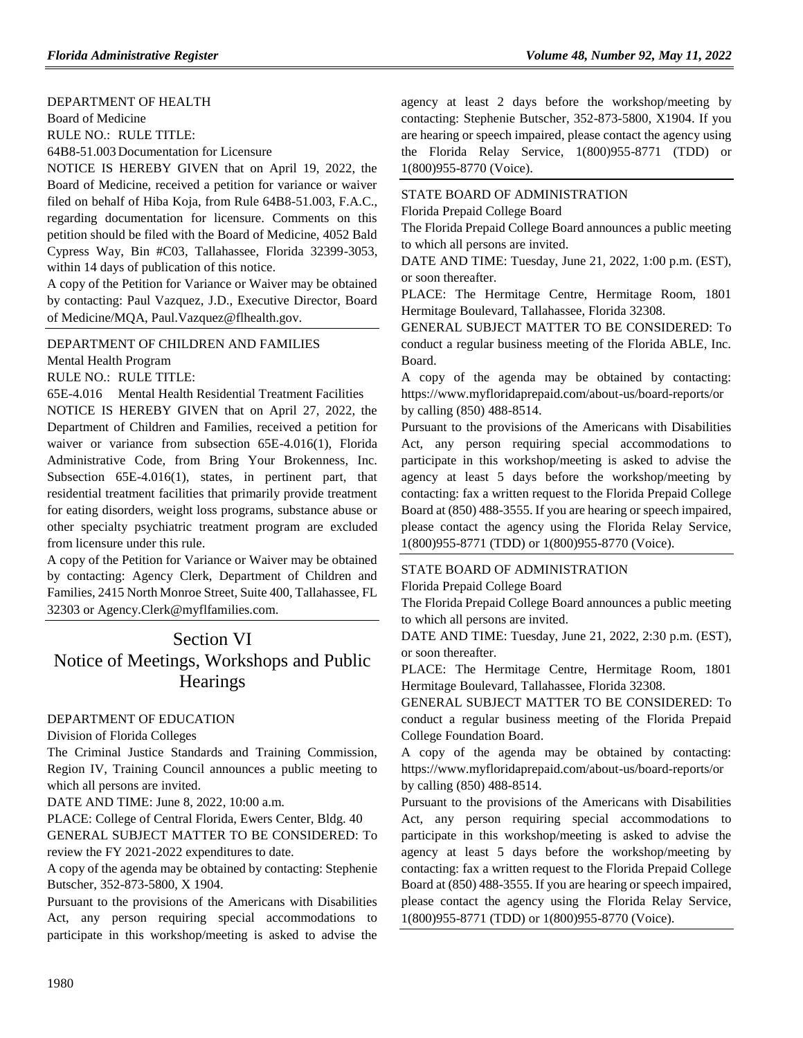DEPARTMENT OF HEALTH

Board of Medicine

RULE NO.: RULE TITLE:

64B8-51.003 Documentation for Licensure

NOTICE IS HEREBY GIVEN that on April 19, 2022, the Board of Medicine, received a petition for variance or waiver filed on behalf of Hiba Koja, from Rule 64B8-51.003, F.A.C., regarding documentation for licensure. Comments on this petition should be filed with the Board of Medicine, 4052 Bald Cypress Way, Bin #C03, Tallahassee, Florida 32399-3053, within 14 days of publication of this notice.

A copy of the Petition for Variance or Waiver may be obtained by contacting: Paul Vazquez, J.D., Executive Director, Board of Medicine/MQA, Paul.Vazquez@flhealth.gov.

---

DEPARTMENT OF CHILDREN AND FAMILIES

Mental Health Program

RULE NO.: RULE TITLE:

65E-4.016 Mental Health Residential Treatment Facilities

NOTICE IS HEREBY GIVEN that on April 27, 2022, the Department of Children and Families, received a petition for waiver or variance from subsection 65E-4.016(1), Florida Administrative Code, from Bring Your Brokenness, Inc. Subsection 65E-4.016(1), states, in pertinent part, that residential treatment facilities that primarily provide treatment for eating disorders, weight loss programs, substance abuse or other specialty psychiatric treatment program are excluded from licensure under this rule.

A copy of the Petition for Variance or Waiver may be obtained by contacting: Agency Clerk, Department of Children and Families, 2415 North Monroe Street, Suite 400, Tallahassee, FL 32303 or Agency.Clerk@myflfamilies.com.

---

# Section VI
# Notice of Meetings, Workshops and Public Hearings

DEPARTMENT OF EDUCATION

Division of Florida Colleges

The Criminal Justice Standards and Training Commission, Region IV, Training Council announces a public meeting to which all persons are invited.

DATE AND TIME: June 8, 2022, 10:00 a.m.

PLACE: College of Central Florida, Ewers Center, Bldg. 40

GENERAL SUBJECT MATTER TO BE CONSIDERED: To review the FY 2021-2022 expenditures to date.

A copy of the agenda may be obtained by contacting: Stephenie Butscher, 352-873-5800, X 1904.

Pursuant to the provisions of the Americans with Disabilities Act, any person requiring special accommodations to participate in this workshop/meeting is asked to advise the agency at least 2 days before the workshop/meeting by contacting: Stephenie Butscher, 352-873-5800, X1904. If you are hearing or speech impaired, please contact the agency using the Florida Relay Service, 1(800)955-8771 (TDD) or 1(800)955-8770 (Voice).

---

STATE BOARD OF ADMINISTRATION

Florida Prepaid College Board

The Florida Prepaid College Board announces a public meeting to which all persons are invited.

DATE AND TIME: Tuesday, June 21, 2022, 1:00 p.m. (EST), or soon thereafter.

PLACE: The Hermitage Centre, Hermitage Room, 1801 Hermitage Boulevard, Tallahassee, Florida 32308.

GENERAL SUBJECT MATTER TO BE CONSIDERED: To conduct a regular business meeting of the Florida ABLE, Inc. Board.

A copy of the agenda may be obtained by contacting: https://www.myfloridaprepaid.com/about-us/board-reports/or by calling (850) 488-8514.

Pursuant to the provisions of the Americans with Disabilities Act, any person requiring special accommodations to participate in this workshop/meeting is asked to advise the agency at least 5 days before the workshop/meeting by contacting: fax a written request to the Florida Prepaid College Board at (850) 488-3555. If you are hearing or speech impaired, please contact the agency using the Florida Relay Service, 1(800)955-8771 (TDD) or 1(800)955-8770 (Voice).

---

STATE BOARD OF ADMINISTRATION

Florida Prepaid College Board

The Florida Prepaid College Board announces a public meeting to which all persons are invited.

DATE AND TIME: Tuesday, June 21, 2022, 2:30 p.m. (EST), or soon thereafter.

PLACE: The Hermitage Centre, Hermitage Room, 1801 Hermitage Boulevard, Tallahassee, Florida 32308.

GENERAL SUBJECT MATTER TO BE CONSIDERED: To conduct a regular business meeting of the Florida Prepaid College Foundation Board.

A copy of the agenda may be obtained by contacting: https://www.myfloridaprepaid.com/about-us/board-reports/or by calling (850) 488-8514.

Pursuant to the provisions of the Americans with Disabilities Act, any person requiring special accommodations to participate in this workshop/meeting is asked to advise the agency at least 5 days before the workshop/meeting by contacting: fax a written request to the Florida Prepaid College Board at (850) 488-3555. If you are hearing or speech impaired, please contact the agency using the Florida Relay Service, 1(800)955-8771 (TDD) or 1(800)955-8770 (Voice).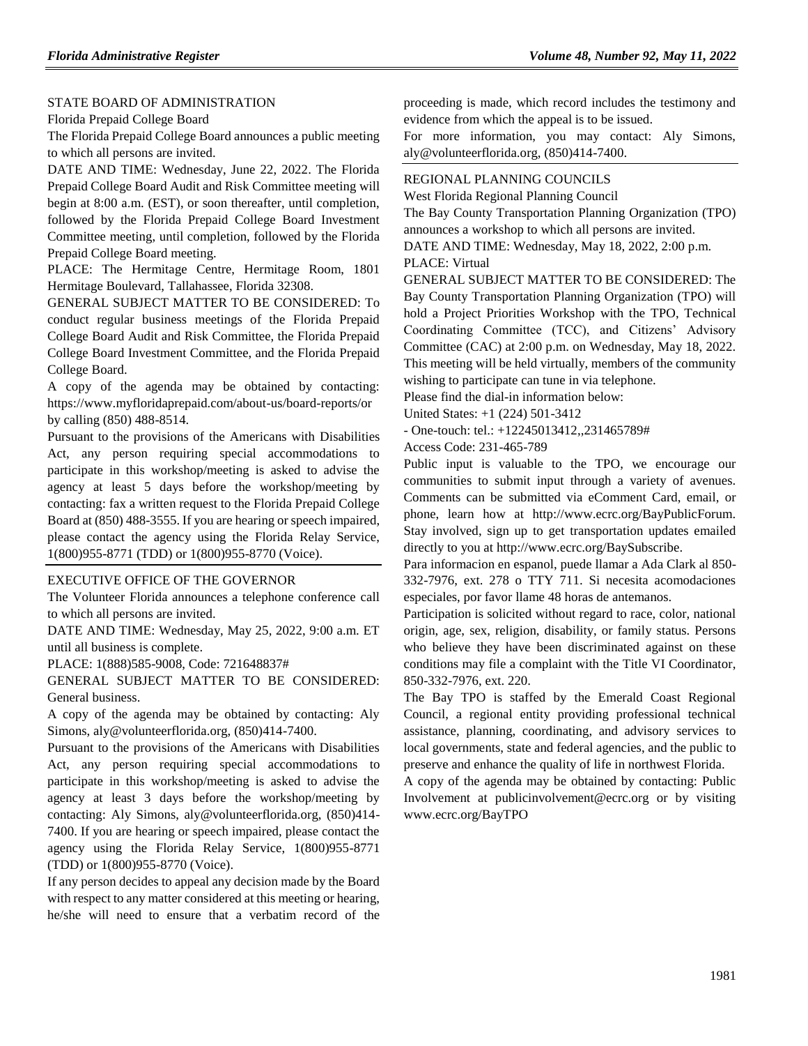STATE BOARD OF ADMINISTRATION

Florida Prepaid College Board

The Florida Prepaid College Board announces a public meeting to which all persons are invited.

DATE AND TIME: Wednesday, June 22, 2022. The Florida Prepaid College Board Audit and Risk Committee meeting will begin at 8:00 a.m. (EST), or soon thereafter, until completion, followed by the Florida Prepaid College Board Investment Committee meeting, until completion, followed by the Florida Prepaid College Board meeting.

PLACE: The Hermitage Centre, Hermitage Room, 1801 Hermitage Boulevard, Tallahassee, Florida 32308.

GENERAL SUBJECT MATTER TO BE CONSIDERED: To conduct regular business meetings of the Florida Prepaid College Board Audit and Risk Committee, the Florida Prepaid College Board Investment Committee, and the Florida Prepaid College Board.

A copy of the agenda may be obtained by contacting: https://www.myfloridaprepaid.com/about-us/board-reports/or by calling (850) 488-8514.

Pursuant to the provisions of the Americans with Disabilities Act, any person requiring special accommodations to participate in this workshop/meeting is asked to advise the agency at least 5 days before the workshop/meeting by contacting: fax a written request to the Florida Prepaid College Board at (850) 488-3555. If you are hearing or speech impaired, please contact the agency using the Florida Relay Service, 1(800)955-8771 (TDD) or 1(800)955-8770 (Voice).

EXECUTIVE OFFICE OF THE GOVERNOR

The Volunteer Florida announces a telephone conference call to which all persons are invited.

DATE AND TIME: Wednesday, May 25, 2022, 9:00 a.m. ET until all business is complete.

PLACE: 1(888)585-9008, Code: 721648837#

GENERAL SUBJECT MATTER TO BE CONSIDERED: General business.

A copy of the agenda may be obtained by contacting: Aly Simons, aly@volunteerflorida.org, (850)414-7400.

Pursuant to the provisions of the Americans with Disabilities Act, any person requiring special accommodations to participate in this workshop/meeting is asked to advise the agency at least 3 days before the workshop/meeting by contacting: Aly Simons, aly@volunteerflorida.org, (850)414-7400. If you are hearing or speech impaired, please contact the agency using the Florida Relay Service, 1(800)955-8771 (TDD) or 1(800)955-8770 (Voice).

If any person decides to appeal any decision made by the Board with respect to any matter considered at this meeting or hearing, he/she will need to ensure that a verbatim record of the proceeding is made, which record includes the testimony and evidence from which the appeal is to be issued.

For more information, you may contact: Aly Simons, aly@volunteerflorida.org, (850)414-7400.

REGIONAL PLANNING COUNCILS

West Florida Regional Planning Council

The Bay County Transportation Planning Organization (TPO) announces a workshop to which all persons are invited.

DATE AND TIME: Wednesday, May 18, 2022, 2:00 p.m.

PLACE: Virtual

GENERAL SUBJECT MATTER TO BE CONSIDERED: The Bay County Transportation Planning Organization (TPO) will hold a Project Priorities Workshop with the TPO, Technical Coordinating Committee (TCC), and Citizens' Advisory Committee (CAC) at 2:00 p.m. on Wednesday, May 18, 2022. This meeting will be held virtually, members of the community wishing to participate can tune in via telephone.

Please find the dial-in information below:

United States: +1 (224) 501-3412

- One-touch: tel.: +12245013412,,231465789#

Access Code: 231-465-789

Public input is valuable to the TPO, we encourage our communities to submit input through a variety of avenues. Comments can be submitted via eComment Card, email, or phone, learn how at http://www.ecrc.org/BayPublicForum. Stay involved, sign up to get transportation updates emailed directly to you at http://www.ecrc.org/BaySubscribe.

Para informacion en espanol, puede llamar a Ada Clark al 850-332-7976, ext. 278 o TTY 711. Si necesita acomodaciones especiales, por favor llame 48 horas de antemanos.

Participation is solicited without regard to race, color, national origin, age, sex, religion, disability, or family status. Persons who believe they have been discriminated against on these conditions may file a complaint with the Title VI Coordinator, 850-332-7976, ext. 220.

The Bay TPO is staffed by the Emerald Coast Regional Council, a regional entity providing professional technical assistance, planning, coordinating, and advisory services to local governments, state and federal agencies, and the public to preserve and enhance the quality of life in northwest Florida.

A copy of the agenda may be obtained by contacting: Public Involvement at publicinvolvement@ecrc.org or by visiting www.ecrc.org/BayTPO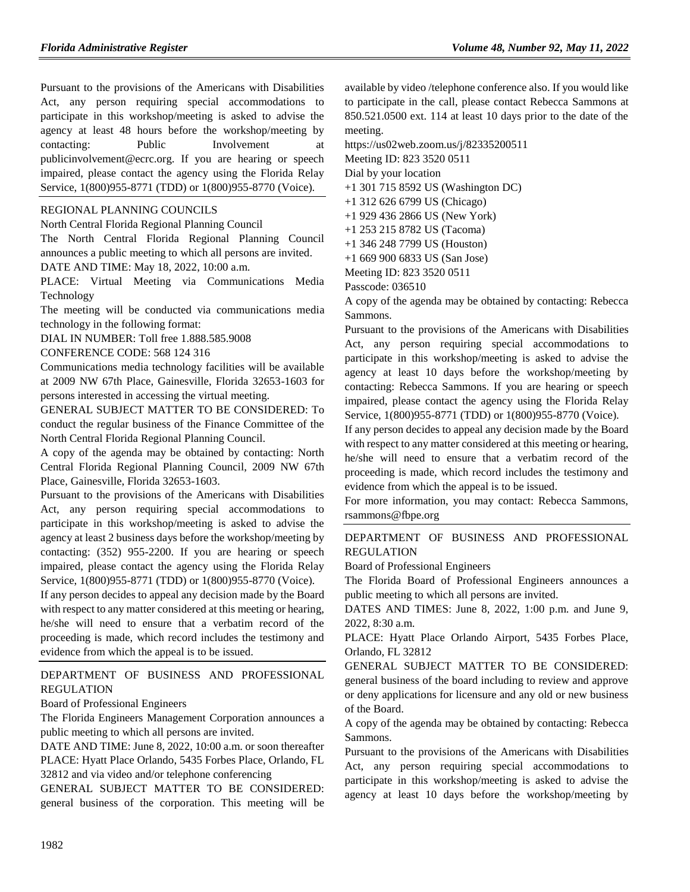Pursuant to the provisions of the Americans with Disabilities Act, any person requiring special accommodations to participate in this workshop/meeting is asked to advise the agency at least 48 hours before the workshop/meeting by contacting: Public Involvement at publicinvolvement@ecrc.org. If you are hearing or speech impaired, please contact the agency using the Florida Relay Service, 1(800)955-8771 (TDD) or 1(800)955-8770 (Voice).

REGIONAL PLANNING COUNCILS

North Central Florida Regional Planning Council

The North Central Florida Regional Planning Council announces a public meeting to which all persons are invited.

DATE AND TIME: May 18, 2022, 10:00 a.m.

PLACE: Virtual Meeting via Communications Media Technology

The meeting will be conducted via communications media technology in the following format:

DIAL IN NUMBER: Toll free 1.888.585.9008

CONFERENCE CODE: 568 124 316

Communications media technology facilities will be available at 2009 NW 67th Place, Gainesville, Florida 32653-1603 for persons interested in accessing the virtual meeting.

GENERAL SUBJECT MATTER TO BE CONSIDERED: To conduct the regular business of the Finance Committee of the North Central Florida Regional Planning Council.

A copy of the agenda may be obtained by contacting: North Central Florida Regional Planning Council, 2009 NW 67th Place, Gainesville, Florida 32653-1603.

Pursuant to the provisions of the Americans with Disabilities Act, any person requiring special accommodations to participate in this workshop/meeting is asked to advise the agency at least 2 business days before the workshop/meeting by contacting: (352) 955-2200. If you are hearing or speech impaired, please contact the agency using the Florida Relay Service, 1(800)955-8771 (TDD) or 1(800)955-8770 (Voice).

If any person decides to appeal any decision made by the Board with respect to any matter considered at this meeting or hearing, he/she will need to ensure that a verbatim record of the proceeding is made, which record includes the testimony and evidence from which the appeal is to be issued.

DEPARTMENT OF BUSINESS AND PROFESSIONAL REGULATION

Board of Professional Engineers

The Florida Engineers Management Corporation announces a public meeting to which all persons are invited.

DATE AND TIME: June 8, 2022, 10:00 a.m. or soon thereafter

PLACE: Hyatt Place Orlando, 5435 Forbes Place, Orlando, FL 32812 and via video and/or telephone conferencing

GENERAL SUBJECT MATTER TO BE CONSIDERED: general business of the corporation. This meeting will be available by video /telephone conference also. If you would like to participate in the call, please contact Rebecca Sammons at 850.521.0500 ext. 114 at least 10 days prior to the date of the meeting.

https://us02web.zoom.us/j/82335200511

Meeting ID: 823 3520 0511

Dial by your location

+1 301 715 8592 US (Washington DC)

+1 312 626 6799 US (Chicago)

+1 929 436 2866 US (New York)

+1 253 215 8782 US (Tacoma)

+1 346 248 7799 US (Houston)

+1 669 900 6833 US (San Jose)

Meeting ID: 823 3520 0511

Passcode: 036510

A copy of the agenda may be obtained by contacting: Rebecca Sammons.

Pursuant to the provisions of the Americans with Disabilities Act, any person requiring special accommodations to participate in this workshop/meeting is asked to advise the agency at least 10 days before the workshop/meeting by contacting: Rebecca Sammons. If you are hearing or speech impaired, please contact the agency using the Florida Relay Service, 1(800)955-8771 (TDD) or 1(800)955-8770 (Voice).

If any person decides to appeal any decision made by the Board with respect to any matter considered at this meeting or hearing, he/she will need to ensure that a verbatim record of the proceeding is made, which record includes the testimony and evidence from which the appeal is to be issued.

For more information, you may contact: Rebecca Sammons, rsammons@fbpe.org

DEPARTMENT OF BUSINESS AND PROFESSIONAL REGULATION

Board of Professional Engineers

The Florida Board of Professional Engineers announces a public meeting to which all persons are invited.

DATES AND TIMES: June 8, 2022, 1:00 p.m. and June 9, 2022, 8:30 a.m.

PLACE: Hyatt Place Orlando Airport, 5435 Forbes Place, Orlando, FL 32812

GENERAL SUBJECT MATTER TO BE CONSIDERED: general business of the board including to review and approve or deny applications for licensure and any old or new business of the Board.

A copy of the agenda may be obtained by contacting: Rebecca Sammons.

Pursuant to the provisions of the Americans with Disabilities Act, any person requiring special accommodations to participate in this workshop/meeting is asked to advise the agency at least 10 days before the workshop/meeting by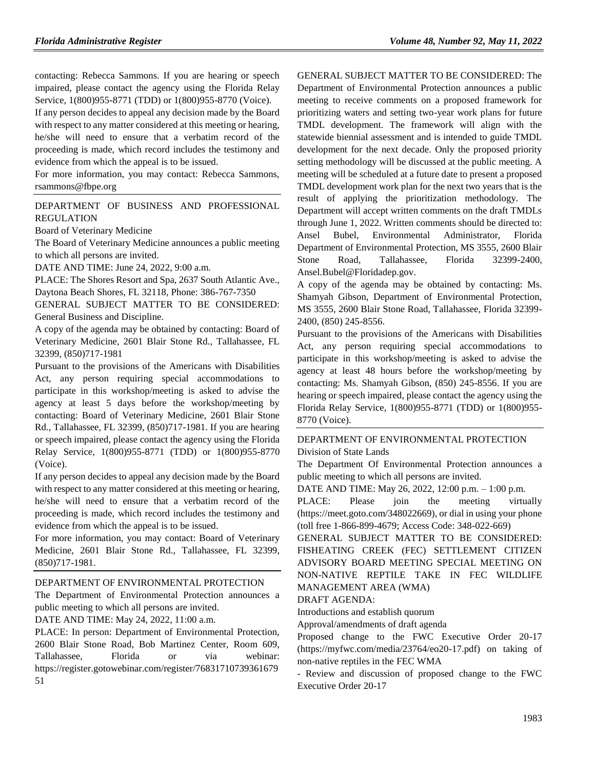contacting: Rebecca Sammons. If you are hearing or speech impaired, please contact the agency using the Florida Relay Service, 1(800)955-8771 (TDD) or 1(800)955-8770 (Voice).

If any person decides to appeal any decision made by the Board with respect to any matter considered at this meeting or hearing, he/she will need to ensure that a verbatim record of the proceeding is made, which record includes the testimony and evidence from which the appeal is to be issued.

For more information, you may contact: Rebecca Sammons, rsammons@fbpe.org

DEPARTMENT OF BUSINESS AND PROFESSIONAL REGULATION

Board of Veterinary Medicine

The Board of Veterinary Medicine announces a public meeting to which all persons are invited.

DATE AND TIME: June 24, 2022, 9:00 a.m.

PLACE: The Shores Resort and Spa, 2637 South Atlantic Ave., Daytona Beach Shores, FL 32118, Phone: 386-767-7350

GENERAL SUBJECT MATTER TO BE CONSIDERED: General Business and Discipline.

A copy of the agenda may be obtained by contacting: Board of Veterinary Medicine, 2601 Blair Stone Rd., Tallahassee, FL 32399, (850)717-1981

Pursuant to the provisions of the Americans with Disabilities Act, any person requiring special accommodations to participate in this workshop/meeting is asked to advise the agency at least 5 days before the workshop/meeting by contacting: Board of Veterinary Medicine, 2601 Blair Stone Rd., Tallahassee, FL 32399, (850)717-1981. If you are hearing or speech impaired, please contact the agency using the Florida Relay Service, 1(800)955-8771 (TDD) or 1(800)955-8770 (Voice).

If any person decides to appeal any decision made by the Board with respect to any matter considered at this meeting or hearing, he/she will need to ensure that a verbatim record of the proceeding is made, which record includes the testimony and evidence from which the appeal is to be issued.

For more information, you may contact: Board of Veterinary Medicine, 2601 Blair Stone Rd., Tallahassee, FL 32399, (850)717-1981.

DEPARTMENT OF ENVIRONMENTAL PROTECTION

The Department of Environmental Protection announces a public meeting to which all persons are invited.

DATE AND TIME: May 24, 2022, 11:00 a.m.

PLACE: In person: Department of Environmental Protection, 2600 Blair Stone Road, Bob Martinez Center, Room 609, Tallahassee, Florida or via webinar: https://register.gotowebinar.com/register/7683171073936167951

GENERAL SUBJECT MATTER TO BE CONSIDERED: The Department of Environmental Protection announces a public meeting to receive comments on a proposed framework for prioritizing waters and setting two-year work plans for future TMDL development. The framework will align with the statewide biennial assessment and is intended to guide TMDL development for the next decade. Only the proposed priority setting methodology will be discussed at the public meeting. A meeting will be scheduled at a future date to present a proposed TMDL development work plan for the next two years that is the result of applying the prioritization methodology. The Department will accept written comments on the draft TMDLs through June 1, 2022. Written comments should be directed to: Ansel Bubel, Environmental Administrator, Florida Department of Environmental Protection, MS 3555, 2600 Blair Stone Road, Tallahassee, Florida 32399-2400, Ansel.Bubel@Floridadep.gov.

A copy of the agenda may be obtained by contacting: Ms. Shamyah Gibson, Department of Environmental Protection, MS 3555, 2600 Blair Stone Road, Tallahassee, Florida 32399-2400, (850) 245-8556.

Pursuant to the provisions of the Americans with Disabilities Act, any person requiring special accommodations to participate in this workshop/meeting is asked to advise the agency at least 48 hours before the workshop/meeting by contacting: Ms. Shamyah Gibson, (850) 245-8556. If you are hearing or speech impaired, please contact the agency using the Florida Relay Service, 1(800)955-8771 (TDD) or 1(800)955-8770 (Voice).

DEPARTMENT OF ENVIRONMENTAL PROTECTION

Division of State Lands

The Department Of Environmental Protection announces a public meeting to which all persons are invited.

DATE AND TIME: May 26, 2022, 12:00 p.m. – 1:00 p.m.

PLACE: Please join the meeting virtually (https://meet.goto.com/348022669), or dial in using your phone (toll free 1-866-899-4679; Access Code: 348-022-669)

GENERAL SUBJECT MATTER TO BE CONSIDERED: FISHEATING CREEK (FEC) SETTLEMENT CITIZEN ADVISORY BOARD MEETING SPECIAL MEETING ON NON-NATIVE REPTILE TAKE IN FEC WILDLIFE MANAGEMENT AREA (WMA)

DRAFT AGENDA:

Introductions and establish quorum

Approval/amendments of draft agenda

Proposed change to the FWC Executive Order 20-17 (https://myfwc.com/media/23764/eo20-17.pdf) on taking of non-native reptiles in the FEC WMA

- Review and discussion of proposed change to the FWC Executive Order 20-17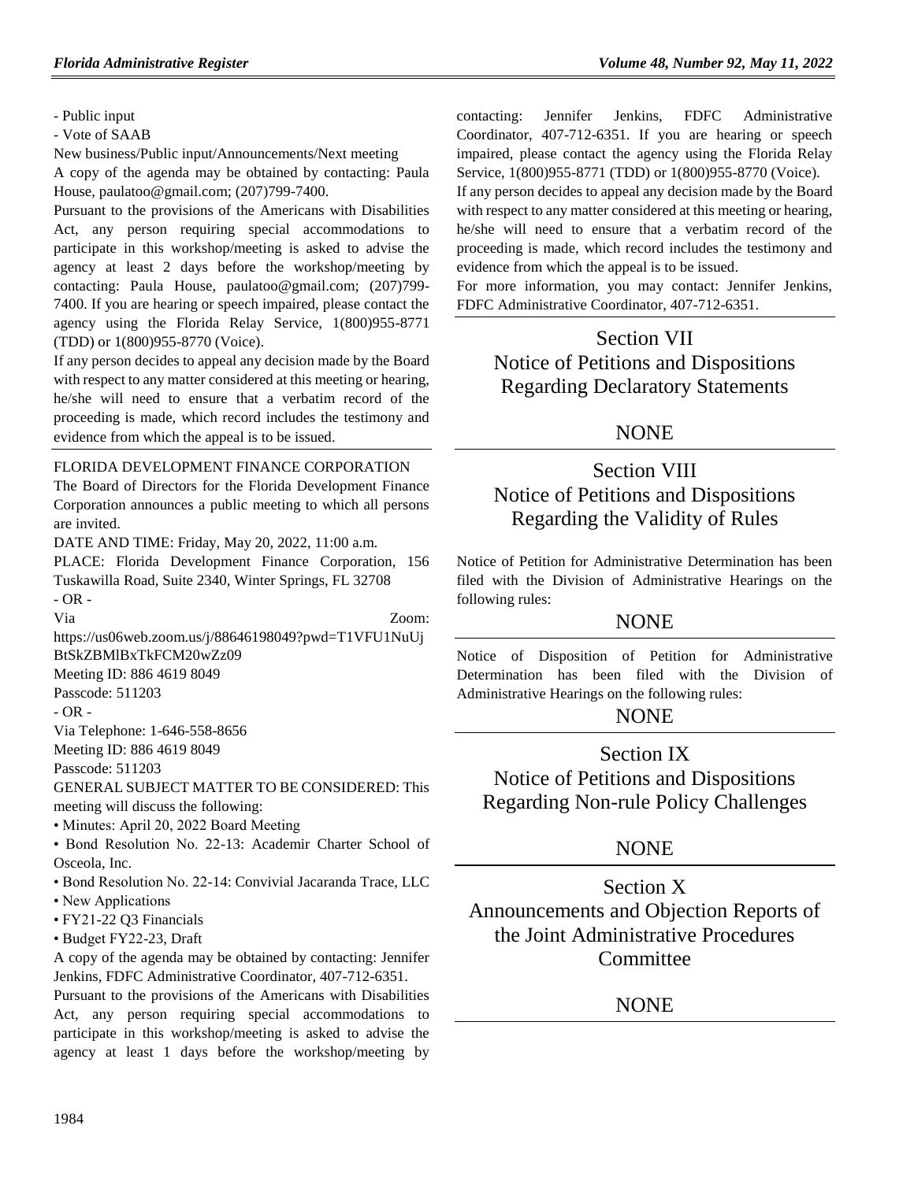- Public input
- Vote of SAAB

New business/Public input/Announcements/Next meeting

A copy of the agenda may be obtained by contacting: Paula House, paulatoo@gmail.com; (207)799-7400.

Pursuant to the provisions of the Americans with Disabilities Act, any person requiring special accommodations to participate in this workshop/meeting is asked to advise the agency at least 2 days before the workshop/meeting by contacting: Paula House, paulatoo@gmail.com; (207)799-7400. If you are hearing or speech impaired, please contact the agency using the Florida Relay Service, 1(800)955-8771 (TDD) or 1(800)955-8770 (Voice).

If any person decides to appeal any decision made by the Board with respect to any matter considered at this meeting or hearing, he/she will need to ensure that a verbatim record of the proceeding is made, which record includes the testimony and evidence from which the appeal is to be issued.

FLORIDA DEVELOPMENT FINANCE CORPORATION

The Board of Directors for the Florida Development Finance Corporation announces a public meeting to which all persons are invited.

DATE AND TIME: Friday, May 20, 2022, 11:00 a.m.

PLACE: Florida Development Finance Corporation, 156 Tuskawilla Road, Suite 2340, Winter Springs, FL 32708

- OR -

Via Zoom: https://us06web.zoom.us/j/88646198049?pwd=T1VFU1NuUjBtSkZBMlBxTkFCM20wZz09

Meeting ID: 886 4619 8049

Passcode: 511203

- OR -

Via Telephone: 1-646-558-8656

Meeting ID: 886 4619 8049

Passcode: 511203

GENERAL SUBJECT MATTER TO BE CONSIDERED: This meeting will discuss the following:

- Minutes: April 20, 2022 Board Meeting
- Bond Resolution No. 22-13: Academir Charter School of Osceola, Inc.
- Bond Resolution No. 22-14: Convivial Jacaranda Trace, LLC
- New Applications
- FY21-22 Q3 Financials
- Budget FY22-23, Draft

A copy of the agenda may be obtained by contacting: Jennifer Jenkins, FDFC Administrative Coordinator, 407-712-6351.

Pursuant to the provisions of the Americans with Disabilities Act, any person requiring special accommodations to participate in this workshop/meeting is asked to advise the agency at least 1 days before the workshop/meeting by contacting: Jennifer Jenkins, FDFC Administrative Coordinator, 407-712-6351. If you are hearing or speech impaired, please contact the agency using the Florida Relay Service, 1(800)955-8771 (TDD) or 1(800)955-8770 (Voice).

If any person decides to appeal any decision made by the Board with respect to any matter considered at this meeting or hearing, he/she will need to ensure that a verbatim record of the proceeding is made, which record includes the testimony and evidence from which the appeal is to be issued.

For more information, you may contact: Jennifer Jenkins, FDFC Administrative Coordinator, 407-712-6351.

## Section VII Notice of Petitions and Dispositions Regarding Declaratory Statements

NONE

## Section VIII Notice of Petitions and Dispositions Regarding the Validity of Rules

Notice of Petition for Administrative Determination has been filed with the Division of Administrative Hearings on the following rules:

NONE

Notice of Disposition of Petition for Administrative Determination has been filed with the Division of Administrative Hearings on the following rules:

NONE

## Section IX Notice of Petitions and Dispositions Regarding Non-rule Policy Challenges

NONE

## Section X Announcements and Objection Reports of the Joint Administrative Procedures Committee

NONE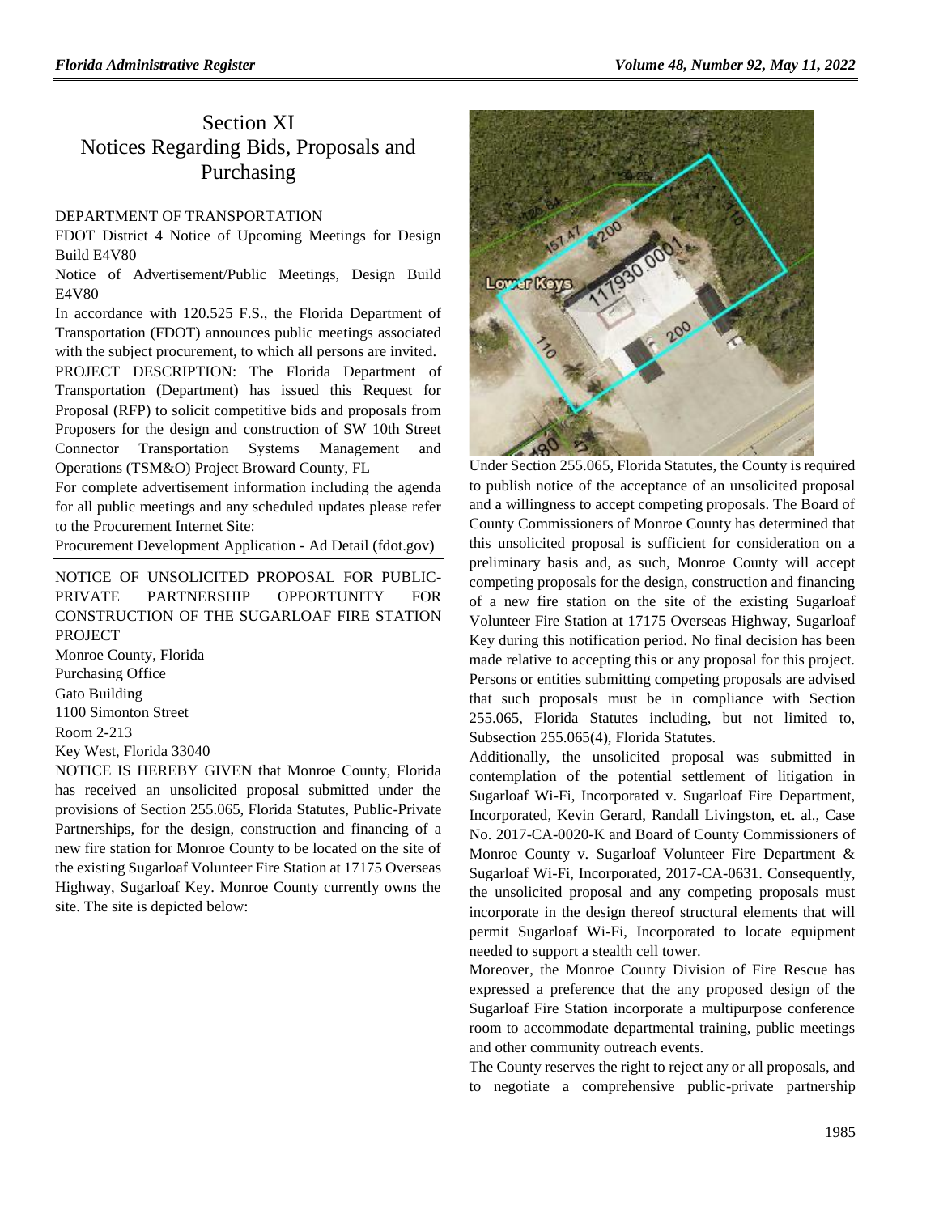# Section XI
# Notices Regarding Bids, Proposals and Purchasing

## DEPARTMENT OF TRANSPORTATION

FDOT District 4 Notice of Upcoming Meetings for Design Build E4V80

Notice of Advertisement/Public Meetings, Design Build E4V80

In accordance with 120.525 F.S., the Florida Department of Transportation (FDOT) announces public meetings associated with the subject procurement, to which all persons are invited.

PROJECT DESCRIPTION: The Florida Department of Transportation (Department) has issued this Request for Proposal (RFP) to solicit competitive bids and proposals from Proposers for the design and construction of SW 10th Street Connector Transportation Systems Management and Operations (TSM&O) Project Broward County, FL

For complete advertisement information including the agenda for all public meetings and any scheduled updates please refer to the Procurement Internet Site:

Procurement Development Application - Ad Detail (fdot.gov)

---

NOTICE OF UNSOLICITED PROPOSAL FOR PUBLIC-PRIVATE PARTNERSHIP OPPORTUNITY FOR CONSTRUCTION OF THE SUGARLOAF FIRE STATION PROJECT

Monroe County, Florida
Purchasing Office
Gato Building
1100 Simonton Street
Room 2-213
Key West, Florida 33040

NOTICE IS HEREBY GIVEN that Monroe County, Florida has received an unsolicited proposal submitted under the provisions of Section 255.065, Florida Statutes, Public-Private Partnerships, for the design, construction and financing of a new fire station for Monroe County to be located on the site of the existing Sugarloaf Volunteer Fire Station at 17175 Overseas Highway, Sugarloaf Key. Monroe County currently owns the site. The site is depicted below:

Under Section 255.065, Florida Statutes, the County is required to publish notice of the acceptance of an unsolicited proposal and a willingness to accept competing proposals. The Board of County Commissioners of Monroe County has determined that this unsolicited proposal is sufficient for consideration on a preliminary basis and, as such, Monroe County will accept competing proposals for the design, construction and financing of a new fire station on the site of the existing Sugarloaf Volunteer Fire Station at 17175 Overseas Highway, Sugarloaf Key during this notification period. No final decision has been made relative to accepting this or any proposal for this project. Persons or entities submitting competing proposals are advised that such proposals must be in compliance with Section 255.065, Florida Statutes including, but not limited to, Subsection 255.065(4), Florida Statutes.

Additionally, the unsolicited proposal was submitted in contemplation of the potential settlement of litigation in Sugarloaf Wi-Fi, Incorporated v. Sugarloaf Fire Department, Incorporated, Kevin Gerard, Randall Livingston, et. al., Case No. 2017-CA-0020-K and Board of County Commissioners of Monroe County v. Sugarloaf Volunteer Fire Department & Sugarloaf Wi-Fi, Incorporated, 2017-CA-0631. Consequently, the unsolicited proposal and any competing proposals must incorporate in the design thereof structural elements that will permit Sugarloaf Wi-Fi, Incorporated to locate equipment needed to support a stealth cell tower.

Moreover, the Monroe County Division of Fire Rescue has expressed a preference that the any proposed design of the Sugarloaf Fire Station incorporate a multipurpose conference room to accommodate departmental training, public meetings and other community outreach events.

The County reserves the right to reject any or all proposals, and to negotiate a comprehensive public-private partnership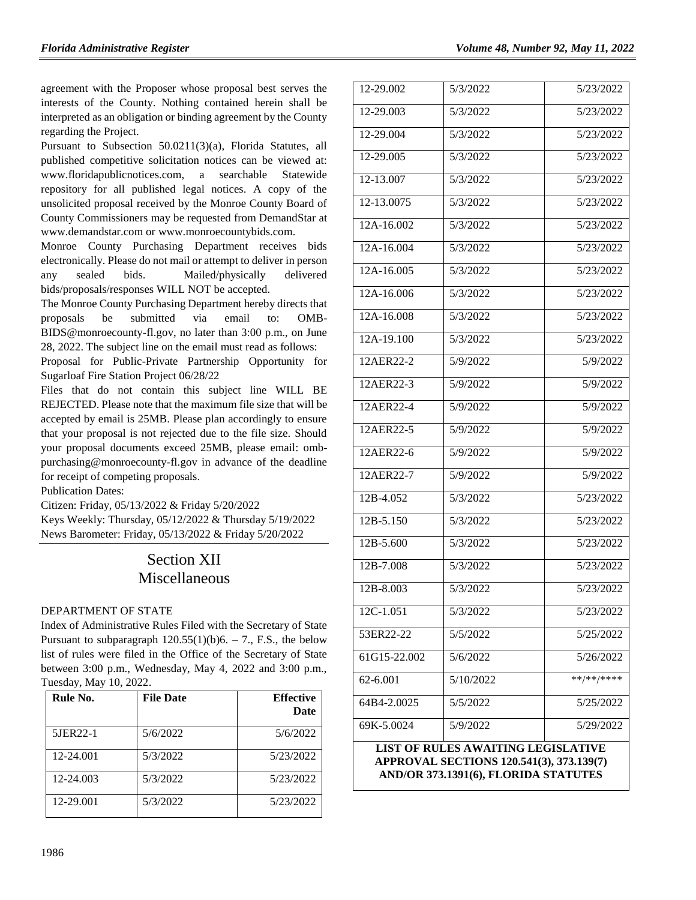agreement with the Proposer whose proposal best serves the interests of the County. Nothing contained herein shall be interpreted as an obligation or binding agreement by the County regarding the Project.

Pursuant to Subsection 50.0211(3)(a), Florida Statutes, all published competitive solicitation notices can be viewed at: www.floridapublicnotices.com, a searchable Statewide repository for all published legal notices. A copy of the unsolicited proposal received by the Monroe County Board of County Commissioners may be requested from DemandStar at www.demandstar.com or www.monroecountybids.com.

Monroe County Purchasing Department receives bids electronically. Please do not mail or attempt to deliver in person any sealed bids. Mailed/physically delivered bids/proposals/responses WILL NOT be accepted.

The Monroe County Purchasing Department hereby directs that proposals be submitted via email to: OMB-BIDS@monroecounty-fl.gov, no later than 3:00 p.m., on June 28, 2022. The subject line on the email must read as follows:

Proposal for Public-Private Partnership Opportunity for Sugarloaf Fire Station Project 06/28/22

Files that do not contain this subject line WILL BE REJECTED. Please note that the maximum file size that will be accepted by email is 25MB. Please plan accordingly to ensure that your proposal is not rejected due to the file size. Should your proposal documents exceed 25MB, please email: omb-purchasing@monroecounty-fl.gov in advance of the deadline for receipt of competing proposals.

Publication Dates:

Citizen: Friday, 05/13/2022 & Friday 5/20/2022

Keys Weekly: Thursday, 05/12/2022 & Thursday 5/19/2022

News Barometer: Friday, 05/13/2022 & Friday 5/20/2022

# Section XII Miscellaneous

DEPARTMENT OF STATE

Index of Administrative Rules Filed with the Secretary of State

Pursuant to subparagraph 120.55(1)(b)6. – 7., F.S., the below list of rules were filed in the Office of the Secretary of State between 3:00 p.m., Wednesday, May 4, 2022 and 3:00 p.m., Tuesday, May 10, 2022.

| Rule No. | File Date | Effective Date |
|---|---|---|
| 5JER22-1 | 5/6/2022 | 5/6/2022 |
| 12-24.001 | 5/3/2022 | 5/23/2022 |
| 12-24.003 | 5/3/2022 | 5/23/2022 |
| 12-29.001 | 5/3/2022 | 5/23/2022 |
| 12-29.002 | 5/3/2022 | 5/23/2022 |
| 12-29.003 | 5/3/2022 | 5/23/2022 |
| 12-29.004 | 5/3/2022 | 5/23/2022 |
| 12-29.005 | 5/3/2022 | 5/23/2022 |
| 12-13.007 | 5/3/2022 | 5/23/2022 |
| 12-13.0075 | 5/3/2022 | 5/23/2022 |
| 12A-16.002 | 5/3/2022 | 5/23/2022 |
| 12A-16.004 | 5/3/2022 | 5/23/2022 |
| 12A-16.005 | 5/3/2022 | 5/23/2022 |
| 12A-16.006 | 5/3/2022 | 5/23/2022 |
| 12A-16.008 | 5/3/2022 | 5/23/2022 |
| 12A-19.100 | 5/3/2022 | 5/23/2022 |
| 12AER22-2 | 5/9/2022 | 5/9/2022 |
| 12AER22-3 | 5/9/2022 | 5/9/2022 |
| 12AER22-4 | 5/9/2022 | 5/9/2022 |
| 12AER22-5 | 5/9/2022 | 5/9/2022 |
| 12AER22-6 | 5/9/2022 | 5/9/2022 |
| 12AER22-7 | 5/9/2022 | 5/9/2022 |
| 12B-4.052 | 5/3/2022 | 5/23/2022 |
| 12B-5.150 | 5/3/2022 | 5/23/2022 |
| 12B-5.600 | 5/3/2022 | 5/23/2022 |
| 12B-7.008 | 5/3/2022 | 5/23/2022 |
| 12B-8.003 | 5/3/2022 | 5/23/2022 |
| 12C-1.051 | 5/3/2022 | 5/23/2022 |
| 53ER22-22 | 5/5/2022 | 5/25/2022 |
| 61G15-22.002 | 5/6/2022 | 5/26/2022 |
| 62-6.001 | 5/10/2022 | **/**/**** |
| 64B4-2.0025 | 5/5/2022 | 5/25/2022 |
| 69K-5.0024 | 5/9/2022 | 5/29/2022 |

**LIST OF RULES AWAITING LEGISLATIVE APPROVAL SECTIONS 120.541(3), 373.139(7) AND/OR 373.1391(6), FLORIDA STATUTES**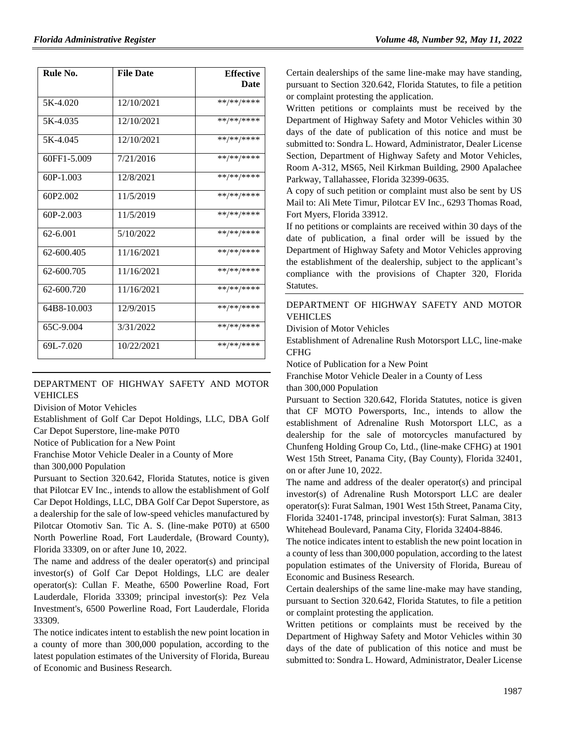| Rule No. | File Date | Effective Date |
|---|---|---|
| 5K-4.020 | 12/10/2021 | **/**/**** |
| 5K-4.035 | 12/10/2021 | **/**/**** |
| 5K-4.045 | 12/10/2021 | **/**/**** |
| 60FF1-5.009 | 7/21/2016 | **/**/**** |
| 60P-1.003 | 12/8/2021 | **/**/**** |
| 60P2.002 | 11/5/2019 | **/**/**** |
| 60P-2.003 | 11/5/2019 | **/**/**** |
| 62-6.001 | 5/10/2022 | **/**/**** |
| 62-600.405 | 11/16/2021 | **/**/**** |
| 62-600.705 | 11/16/2021 | **/**/**** |
| 62-600.720 | 11/16/2021 | **/**/**** |
| 64B8-10.003 | 12/9/2015 | **/**/**** |
| 65C-9.004 | 3/31/2022 | **/**/**** |
| 69L-7.020 | 10/22/2021 | **/**/**** |

DEPARTMENT OF HIGHWAY SAFETY AND MOTOR VEHICLES

Division of Motor Vehicles

Establishment of Golf Car Depot Holdings, LLC, DBA Golf Car Depot Superstore, line-make P0T0

Notice of Publication for a New Point

Franchise Motor Vehicle Dealer in a County of More than 300,000 Population

Pursuant to Section 320.642, Florida Statutes, notice is given that Pilotcar EV Inc., intends to allow the establishment of Golf Car Depot Holdings, LLC, DBA Golf Car Depot Superstore, as a dealership for the sale of low-speed vehicles manufactured by Pilotcar Otomotiv San. Tic A. S. (line-make P0T0) at 6500 North Powerline Road, Fort Lauderdale, (Broward County), Florida 33309, on or after June 10, 2022.

The name and address of the dealer operator(s) and principal investor(s) of Golf Car Depot Holdings, LLC are dealer operator(s): Cullan F. Meathe, 6500 Powerline Road, Fort Lauderdale, Florida 33309; principal investor(s): Pez Vela Investment's, 6500 Powerline Road, Fort Lauderdale, Florida 33309.

The notice indicates intent to establish the new point location in a county of more than 300,000 population, according to the latest population estimates of the University of Florida, Bureau of Economic and Business Research.

Certain dealerships of the same line-make may have standing, pursuant to Section 320.642, Florida Statutes, to file a petition or complaint protesting the application.

Written petitions or complaints must be received by the Department of Highway Safety and Motor Vehicles within 30 days of the date of publication of this notice and must be submitted to: Sondra L. Howard, Administrator, Dealer License Section, Department of Highway Safety and Motor Vehicles, Room A-312, MS65, Neil Kirkman Building, 2900 Apalachee Parkway, Tallahassee, Florida 32399-0635.

A copy of such petition or complaint must also be sent by US Mail to: Ali Mete Timur, Pilotcar EV Inc., 6293 Thomas Road, Fort Myers, Florida 33912.

If no petitions or complaints are received within 30 days of the date of publication, a final order will be issued by the Department of Highway Safety and Motor Vehicles approving the establishment of the dealership, subject to the applicant's compliance with the provisions of Chapter 320, Florida Statutes.

DEPARTMENT OF HIGHWAY SAFETY AND MOTOR VEHICLES

Division of Motor Vehicles

Establishment of Adrenaline Rush Motorsport LLC, line-make CFHG

Notice of Publication for a New Point

Franchise Motor Vehicle Dealer in a County of Less than 300,000 Population

Pursuant to Section 320.642, Florida Statutes, notice is given that CF MOTO Powersports, Inc., intends to allow the establishment of Adrenaline Rush Motorsport LLC, as a dealership for the sale of motorcycles manufactured by Chunfeng Holding Group Co, Ltd., (line-make CFHG) at 1901 West 15th Street, Panama City, (Bay County), Florida 32401, on or after June 10, 2022.

The name and address of the dealer operator(s) and principal investor(s) of Adrenaline Rush Motorsport LLC are dealer operator(s): Furat Salman, 1901 West 15th Street, Panama City, Florida 32401-1748, principal investor(s): Furat Salman, 3813 Whitehead Boulevard, Panama City, Florida 32404-8846.

The notice indicates intent to establish the new point location in a county of less than 300,000 population, according to the latest population estimates of the University of Florida, Bureau of Economic and Business Research.

Certain dealerships of the same line-make may have standing, pursuant to Section 320.642, Florida Statutes, to file a petition or complaint protesting the application.

Written petitions or complaints must be received by the Department of Highway Safety and Motor Vehicles within 30 days of the date of publication of this notice and must be submitted to: Sondra L. Howard, Administrator, Dealer License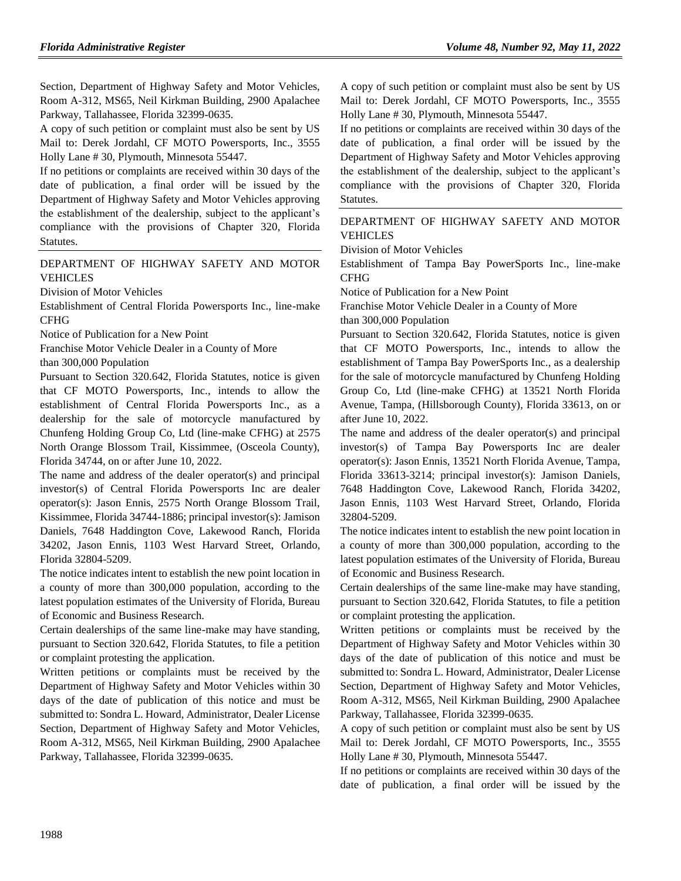Section, Department of Highway Safety and Motor Vehicles, Room A-312, MS65, Neil Kirkman Building, 2900 Apalachee Parkway, Tallahassee, Florida 32399-0635.

A copy of such petition or complaint must also be sent by US Mail to: Derek Jordahl, CF MOTO Powersports, Inc., 3555 Holly Lane # 30, Plymouth, Minnesota 55447.

If no petitions or complaints are received within 30 days of the date of publication, a final order will be issued by the Department of Highway Safety and Motor Vehicles approving the establishment of the dealership, subject to the applicant's compliance with the provisions of Chapter 320, Florida Statutes.

DEPARTMENT OF HIGHWAY SAFETY AND MOTOR VEHICLES

Division of Motor Vehicles

Establishment of Central Florida Powersports Inc., line-make CFHG

Notice of Publication for a New Point

Franchise Motor Vehicle Dealer in a County of More than 300,000 Population

Pursuant to Section 320.642, Florida Statutes, notice is given that CF MOTO Powersports, Inc., intends to allow the establishment of Central Florida Powersports Inc., as a dealership for the sale of motorcycle manufactured by Chunfeng Holding Group Co, Ltd (line-make CFHG) at 2575 North Orange Blossom Trail, Kissimmee, (Osceola County), Florida 34744, on or after June 10, 2022.

The name and address of the dealer operator(s) and principal investor(s) of Central Florida Powersports Inc are dealer operator(s): Jason Ennis, 2575 North Orange Blossom Trail, Kissimmee, Florida 34744-1886; principal investor(s): Jamison Daniels, 7648 Haddington Cove, Lakewood Ranch, Florida 34202, Jason Ennis, 1103 West Harvard Street, Orlando, Florida 32804-5209.

The notice indicates intent to establish the new point location in a county of more than 300,000 population, according to the latest population estimates of the University of Florida, Bureau of Economic and Business Research.

Certain dealerships of the same line-make may have standing, pursuant to Section 320.642, Florida Statutes, to file a petition or complaint protesting the application.

Written petitions or complaints must be received by the Department of Highway Safety and Motor Vehicles within 30 days of the date of publication of this notice and must be submitted to: Sondra L. Howard, Administrator, Dealer License Section, Department of Highway Safety and Motor Vehicles, Room A-312, MS65, Neil Kirkman Building, 2900 Apalachee Parkway, Tallahassee, Florida 32399-0635.

A copy of such petition or complaint must also be sent by US Mail to: Derek Jordahl, CF MOTO Powersports, Inc., 3555 Holly Lane # 30, Plymouth, Minnesota 55447.

If no petitions or complaints are received within 30 days of the date of publication, a final order will be issued by the Department of Highway Safety and Motor Vehicles approving the establishment of the dealership, subject to the applicant's compliance with the provisions of Chapter 320, Florida Statutes.

DEPARTMENT OF HIGHWAY SAFETY AND MOTOR VEHICLES

Division of Motor Vehicles

Establishment of Tampa Bay PowerSports Inc., line-make CFHG

Notice of Publication for a New Point

Franchise Motor Vehicle Dealer in a County of More than 300,000 Population

Pursuant to Section 320.642, Florida Statutes, notice is given that CF MOTO Powersports, Inc., intends to allow the establishment of Tampa Bay PowerSports Inc., as a dealership for the sale of motorcycle manufactured by Chunfeng Holding Group Co, Ltd (line-make CFHG) at 13521 North Florida Avenue, Tampa, (Hillsborough County), Florida 33613, on or after June 10, 2022.

The name and address of the dealer operator(s) and principal investor(s) of Tampa Bay Powersports Inc are dealer operator(s): Jason Ennis, 13521 North Florida Avenue, Tampa, Florida 33613-3214; principal investor(s): Jamison Daniels, 7648 Haddington Cove, Lakewood Ranch, Florida 34202, Jason Ennis, 1103 West Harvard Street, Orlando, Florida 32804-5209.

The notice indicates intent to establish the new point location in a county of more than 300,000 population, according to the latest population estimates of the University of Florida, Bureau of Economic and Business Research.

Certain dealerships of the same line-make may have standing, pursuant to Section 320.642, Florida Statutes, to file a petition or complaint protesting the application.

Written petitions or complaints must be received by the Department of Highway Safety and Motor Vehicles within 30 days of the date of publication of this notice and must be submitted to: Sondra L. Howard, Administrator, Dealer License Section, Department of Highway Safety and Motor Vehicles, Room A-312, MS65, Neil Kirkman Building, 2900 Apalachee Parkway, Tallahassee, Florida 32399-0635.

A copy of such petition or complaint must also be sent by US Mail to: Derek Jordahl, CF MOTO Powersports, Inc., 3555 Holly Lane # 30, Plymouth, Minnesota 55447.

If no petitions or complaints are received within 30 days of the date of publication, a final order will be issued by the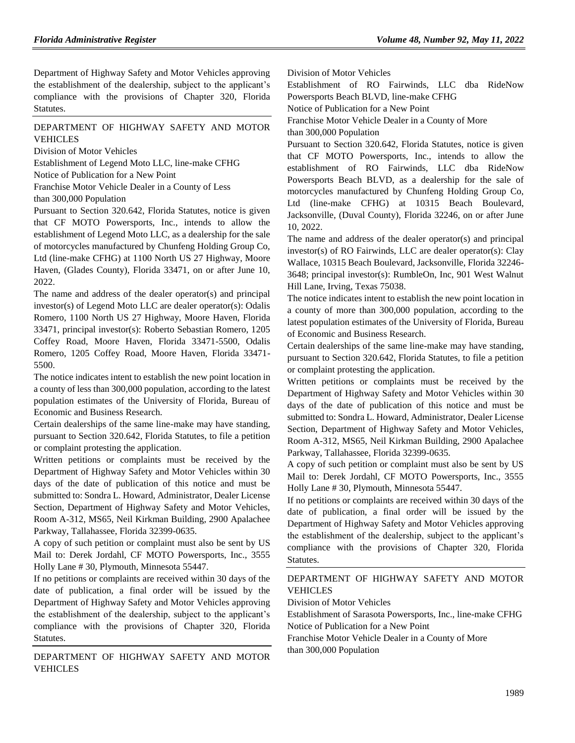Department of Highway Safety and Motor Vehicles approving the establishment of the dealership, subject to the applicant's compliance with the provisions of Chapter 320, Florida Statutes.

DEPARTMENT OF HIGHWAY SAFETY AND MOTOR VEHICLES

Division of Motor Vehicles

Establishment of Legend Moto LLC, line-make CFHG

Notice of Publication for a New Point

Franchise Motor Vehicle Dealer in a County of Less than 300,000 Population

Pursuant to Section 320.642, Florida Statutes, notice is given that CF MOTO Powersports, Inc., intends to allow the establishment of Legend Moto LLC, as a dealership for the sale of motorcycles manufactured by Chunfeng Holding Group Co, Ltd (line-make CFHG) at 1100 North US 27 Highway, Moore Haven, (Glades County), Florida 33471, on or after June 10, 2022.

The name and address of the dealer operator(s) and principal investor(s) of Legend Moto LLC are dealer operator(s): Odalis Romero, 1100 North US 27 Highway, Moore Haven, Florida 33471, principal investor(s): Roberto Sebastian Romero, 1205 Coffey Road, Moore Haven, Florida 33471-5500, Odalis Romero, 1205 Coffey Road, Moore Haven, Florida 33471-5500.

The notice indicates intent to establish the new point location in a county of less than 300,000 population, according to the latest population estimates of the University of Florida, Bureau of Economic and Business Research.

Certain dealerships of the same line-make may have standing, pursuant to Section 320.642, Florida Statutes, to file a petition or complaint protesting the application.

Written petitions or complaints must be received by the Department of Highway Safety and Motor Vehicles within 30 days of the date of publication of this notice and must be submitted to: Sondra L. Howard, Administrator, Dealer License Section, Department of Highway Safety and Motor Vehicles, Room A-312, MS65, Neil Kirkman Building, 2900 Apalachee Parkway, Tallahassee, Florida 32399-0635.

A copy of such petition or complaint must also be sent by US Mail to: Derek Jordahl, CF MOTO Powersports, Inc., 3555 Holly Lane # 30, Plymouth, Minnesota 55447.

If no petitions or complaints are received within 30 days of the date of publication, a final order will be issued by the Department of Highway Safety and Motor Vehicles approving the establishment of the dealership, subject to the applicant's compliance with the provisions of Chapter 320, Florida Statutes.

DEPARTMENT OF HIGHWAY SAFETY AND MOTOR VEHICLES

Division of Motor Vehicles

Establishment of RO Fairwinds, LLC dba RideNow Powersports Beach BLVD, line-make CFHG

Notice of Publication for a New Point

Franchise Motor Vehicle Dealer in a County of More than 300,000 Population

Pursuant to Section 320.642, Florida Statutes, notice is given that CF MOTO Powersports, Inc., intends to allow the establishment of RO Fairwinds, LLC dba RideNow Powersports Beach BLVD, as a dealership for the sale of motorcycles manufactured by Chunfeng Holding Group Co, Ltd (line-make CFHG) at 10315 Beach Boulevard, Jacksonville, (Duval County), Florida 32246, on or after June 10, 2022.

The name and address of the dealer operator(s) and principal investor(s) of RO Fairwinds, LLC are dealer operator(s): Clay Wallace, 10315 Beach Boulevard, Jacksonville, Florida 32246-3648; principal investor(s): RumbleOn, Inc, 901 West Walnut Hill Lane, Irving, Texas 75038.

The notice indicates intent to establish the new point location in a county of more than 300,000 population, according to the latest population estimates of the University of Florida, Bureau of Economic and Business Research.

Certain dealerships of the same line-make may have standing, pursuant to Section 320.642, Florida Statutes, to file a petition or complaint protesting the application.

Written petitions or complaints must be received by the Department of Highway Safety and Motor Vehicles within 30 days of the date of publication of this notice and must be submitted to: Sondra L. Howard, Administrator, Dealer License Section, Department of Highway Safety and Motor Vehicles, Room A-312, MS65, Neil Kirkman Building, 2900 Apalachee Parkway, Tallahassee, Florida 32399-0635.

A copy of such petition or complaint must also be sent by US Mail to: Derek Jordahl, CF MOTO Powersports, Inc., 3555 Holly Lane # 30, Plymouth, Minnesota 55447.

If no petitions or complaints are received within 30 days of the date of publication, a final order will be issued by the Department of Highway Safety and Motor Vehicles approving the establishment of the dealership, subject to the applicant's compliance with the provisions of Chapter 320, Florida Statutes.

DEPARTMENT OF HIGHWAY SAFETY AND MOTOR VEHICLES

Division of Motor Vehicles

Establishment of Sarasota Powersports, Inc., line-make CFHG

Notice of Publication for a New Point

Franchise Motor Vehicle Dealer in a County of More than 300,000 Population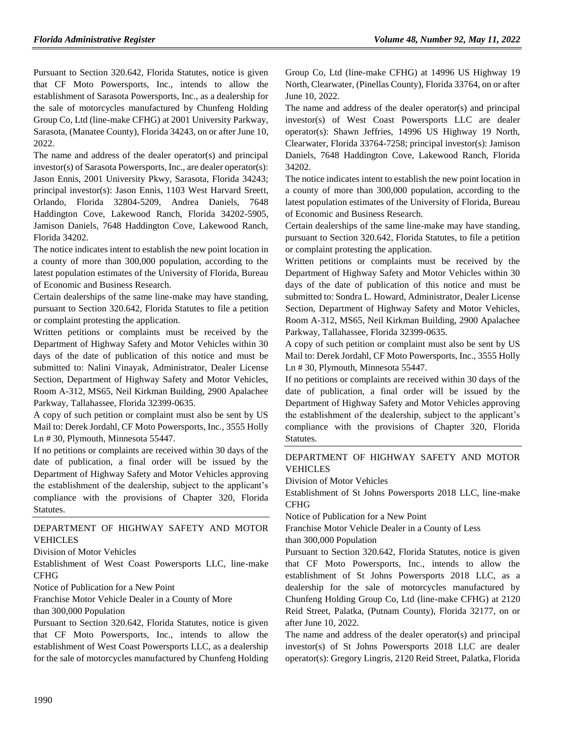Pursuant to Section 320.642, Florida Statutes, notice is given that CF Moto Powersports, Inc., intends to allow the establishment of Sarasota Powersports, Inc., as a dealership for the sale of motorcycles manufactured by Chunfeng Holding Group Co, Ltd (line-make CFHG) at 2001 University Parkway, Sarasota, (Manatee County), Florida 34243, on or after June 10, 2022.

The name and address of the dealer operator(s) and principal investor(s) of Sarasota Powersports, Inc., are dealer operator(s): Jason Ennis, 2001 University Pkwy, Sarasota, Florida 34243; principal investor(s): Jason Ennis, 1103 West Harvard Sreett, Orlando, Florida 32804-5209, Andrea Daniels, 7648 Haddington Cove, Lakewood Ranch, Florida 34202-5905, Jamison Daniels, 7648 Haddington Cove, Lakewood Ranch, Florida 34202.

The notice indicates intent to establish the new point location in a county of more than 300,000 population, according to the latest population estimates of the University of Florida, Bureau of Economic and Business Research.

Certain dealerships of the same line-make may have standing, pursuant to Section 320.642, Florida Statutes to file a petition or complaint protesting the application.

Written petitions or complaints must be received by the Department of Highway Safety and Motor Vehicles within 30 days of the date of publication of this notice and must be submitted to: Nalini Vinayak, Administrator, Dealer License Section, Department of Highway Safety and Motor Vehicles, Room A-312, MS65, Neil Kirkman Building, 2900 Apalachee Parkway, Tallahassee, Florida 32399-0635.

A copy of such petition or complaint must also be sent by US Mail to: Derek Jordahl, CF Moto Powersports, Inc., 3555 Holly Ln # 30, Plymouth, Minnesota 55447.

If no petitions or complaints are received within 30 days of the date of publication, a final order will be issued by the Department of Highway Safety and Motor Vehicles approving the establishment of the dealership, subject to the applicant's compliance with the provisions of Chapter 320, Florida Statutes.

DEPARTMENT OF HIGHWAY SAFETY AND MOTOR VEHICLES

Division of Motor Vehicles

Establishment of West Coast Powersports LLC, line-make CFHG

Notice of Publication for a New Point

Franchise Motor Vehicle Dealer in a County of More than 300,000 Population

Pursuant to Section 320.642, Florida Statutes, notice is given that CF Moto Powersports, Inc., intends to allow the establishment of West Coast Powersports LLC, as a dealership for the sale of motorcycles manufactured by Chunfeng Holding Group Co, Ltd (line-make CFHG) at 14996 US Highway 19 North, Clearwater, (Pinellas County), Florida 33764, on or after June 10, 2022.

The name and address of the dealer operator(s) and principal investor(s) of West Coast Powersports LLC are dealer operator(s): Shawn Jeffries, 14996 US Highway 19 North, Clearwater, Florida 33764-7258; principal investor(s): Jamison Daniels, 7648 Haddington Cove, Lakewood Ranch, Florida 34202.

The notice indicates intent to establish the new point location in a county of more than 300,000 population, according to the latest population estimates of the University of Florida, Bureau of Economic and Business Research.

Certain dealerships of the same line-make may have standing, pursuant to Section 320.642, Florida Statutes, to file a petition or complaint protesting the application.

Written petitions or complaints must be received by the Department of Highway Safety and Motor Vehicles within 30 days of the date of publication of this notice and must be submitted to: Sondra L. Howard, Administrator, Dealer License Section, Department of Highway Safety and Motor Vehicles, Room A-312, MS65, Neil Kirkman Building, 2900 Apalachee Parkway, Tallahassee, Florida 32399-0635.

A copy of such petition or complaint must also be sent by US Mail to: Derek Jordahl, CF Moto Powersports, Inc., 3555 Holly Ln # 30, Plymouth, Minnesota 55447.

If no petitions or complaints are received within 30 days of the date of publication, a final order will be issued by the Department of Highway Safety and Motor Vehicles approving the establishment of the dealership, subject to the applicant's compliance with the provisions of Chapter 320, Florida Statutes.

DEPARTMENT OF HIGHWAY SAFETY AND MOTOR VEHICLES

Division of Motor Vehicles

Establishment of St Johns Powersports 2018 LLC, line-make CFHG

Notice of Publication for a New Point

Franchise Motor Vehicle Dealer in a County of Less than 300,000 Population

Pursuant to Section 320.642, Florida Statutes, notice is given that CF Moto Powersports, Inc., intends to allow the establishment of St Johns Powersports 2018 LLC, as a dealership for the sale of motorcycles manufactured by Chunfeng Holding Group Co, Ltd (line-make CFHG) at 2120 Reid Street, Palatka, (Putnam County), Florida 32177, on or after June 10, 2022.

The name and address of the dealer operator(s) and principal investor(s) of St Johns Powersports 2018 LLC are dealer operator(s): Gregory Lingris, 2120 Reid Street, Palatka, Florida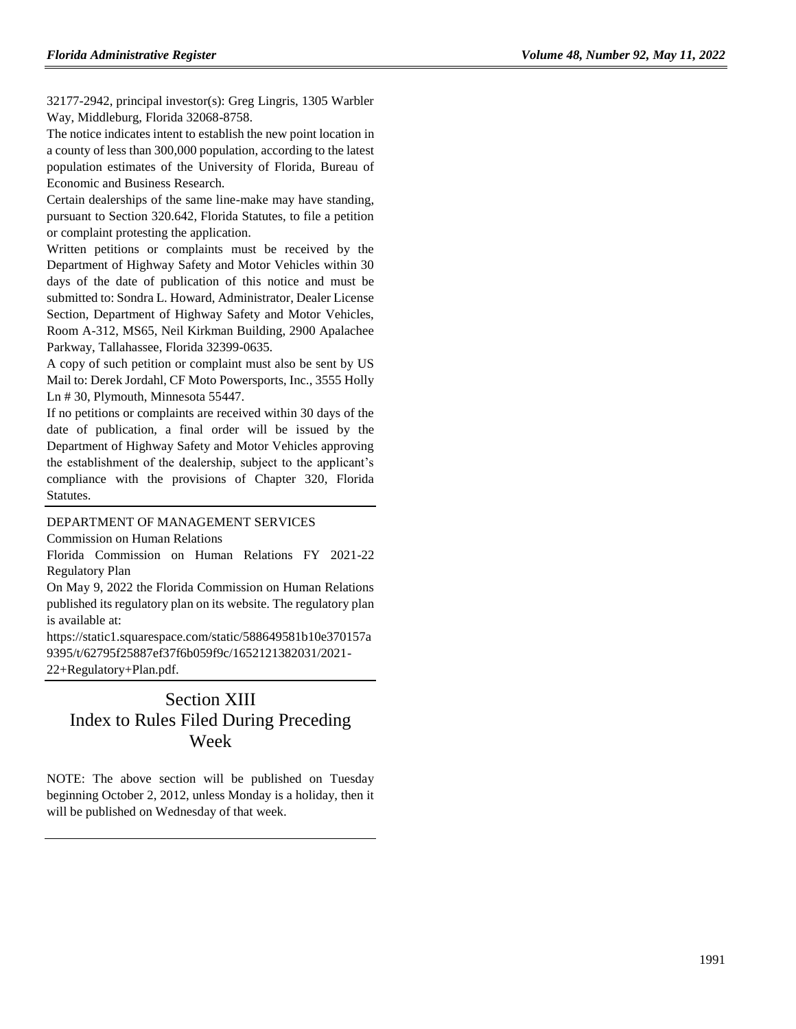32177-2942, principal investor(s): Greg Lingris, 1305 Warbler Way, Middleburg, Florida 32068-8758.

The notice indicates intent to establish the new point location in a county of less than 300,000 population, according to the latest population estimates of the University of Florida, Bureau of Economic and Business Research.

Certain dealerships of the same line-make may have standing, pursuant to Section 320.642, Florida Statutes, to file a petition or complaint protesting the application.

Written petitions or complaints must be received by the Department of Highway Safety and Motor Vehicles within 30 days of the date of publication of this notice and must be submitted to: Sondra L. Howard, Administrator, Dealer License Section, Department of Highway Safety and Motor Vehicles, Room A-312, MS65, Neil Kirkman Building, 2900 Apalachee Parkway, Tallahassee, Florida 32399-0635.

A copy of such petition or complaint must also be sent by US Mail to: Derek Jordahl, CF Moto Powersports, Inc., 3555 Holly Ln # 30, Plymouth, Minnesota 55447.

If no petitions or complaints are received within 30 days of the date of publication, a final order will be issued by the Department of Highway Safety and Motor Vehicles approving the establishment of the dealership, subject to the applicant's compliance with the provisions of Chapter 320, Florida Statutes.

---

DEPARTMENT OF MANAGEMENT SERVICES

Commission on Human Relations

Florida Commission on Human Relations FY 2021-22 Regulatory Plan

On May 9, 2022 the Florida Commission on Human Relations published its regulatory plan on its website. The regulatory plan is available at:

https://static1.squarespace.com/static/588649581b10e370157a9395/t/62795f25887ef37f6b059f9c/1652121382031/2021-22+Regulatory+Plan.pdf.

---

# Section XIII
# Index to Rules Filed During Preceding Week

NOTE: The above section will be published on Tuesday beginning October 2, 2012, unless Monday is a holiday, then it will be published on Wednesday of that week.